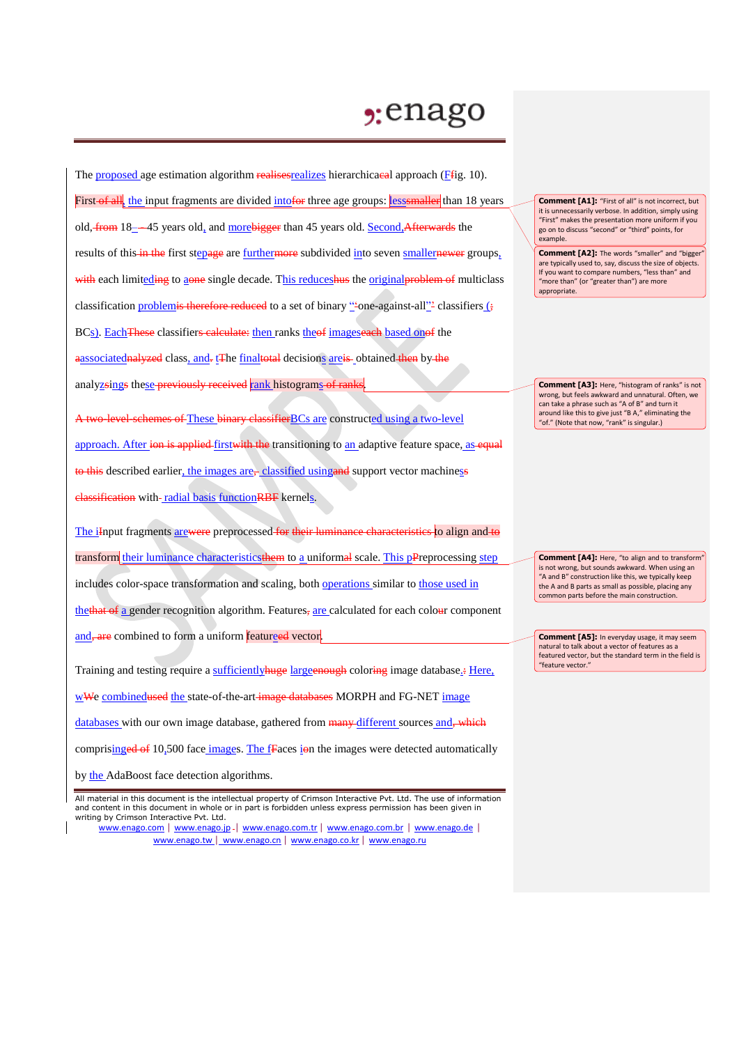The proposed age estimation algorithm ~~realises~~realizes hierarchica~~ea~~l approach (F~~f~~ig. 10).

First ~~of all~~, the input fragments are divided into~~for~~ three age groups: less~~smaller~~ than 18 years old, ~~from~~ 18–~~–~~45 years old, and more~~bigger~~ than 45 years old. Second,~~Afterwards~~ the results of this ~~in the~~ first step~~age~~ are further~~more~~ subdivided into seven smaller~~newer~~ groups, ~~with~~ each limited~~ing~~ to a~~one~~ single decade. This reduces~~hus~~ the original~~problem of~~ multiclass classification problem~~is therefore reduced~~ to a set of binary "~~"~~one-against-all"~~"~~ classifiers (~~;~~ BCs). Each~~These~~ classifiers ~~calculate:~~ then ranks the~~of~~ images~~each~~ based on~~of~~ the associated~~analyzed~~ class, and~~.~~ the~~The~~ final~~total~~ decisions are~~is~~ obtained ~~then~~ by ~~the~~ analyzing~~s~~ these ~~previously received~~ rank histograms ~~of ranks~~.

~~A two-level schemes of~~ These ~~binary classifier~~BCs are constructed using a two-level approach. After ~~ion is applied~~ first~~with the~~ transitioning to an adaptive feature space, as ~~equal to this~~ described earlier, the images are~~,~~ classified using~~and~~ support vector machines ~~classification~~ with radial basis function~~RBF~~ kernels.

The ~~I~~input fragments are~~were~~ preprocessed ~~for their luminance characteristics~~ to align and ~~to~~ transform their luminance characteristics~~them~~ to a uniform~~al~~ scale. This ~~P~~preprocessing step includes color-space transformation and scaling, both operations similar to those used in the~~that of~~ a gender recognition algorithm. Features~~,~~ are calculated for each colo~~u~~r component and~~, are~~ combined to form a uniform feature~~ed~~ vector.

Training and testing require a sufficiently~~huge~~ large~~enough~~ coloring image database.~~:~~ Here, we~~We~~ combined~~used~~ the state-of-the-art ~~image databases~~ MORPH and FG-NET image databases with our own image database, gathered from ~~many~~ different sources and~~, which~~ comprising~~ed of~~ 10,500 face images. The ~~F~~faces in~~on~~ the images were detected automatically by the AdaBoost face detection algorithms.

> **Comment [A1]:** "First of all" is not incorrect, but it is unnecessarily verbose. In addition, simply using "First" makes the presentation more uniform if you go on to discuss "second" or "third" points, for example.

> **Comment [A2]:** The words "smaller" and "bigger" are typically used to, say, discuss the size of objects. If you want to compare numbers, "less than" and "more than" (or "greater than") are more appropriate.

> **Comment [A3]:** Here, "histogram of ranks" is not wrong, but feels awkward and unnatural. Often, we can take a phrase such as "A of B" and turn it around like this to give just "B A," eliminating the "of." (Note that now, "rank" is singular.)

> **Comment [A4]:** Here, "to align and to transform" is not wrong, but sounds awkward. When using an "A and B" construction like this, we typically keep the A and B parts as small as possible, placing any common parts before the main construction.

> **Comment [A5]:** In everyday usage, it may seem natural to talk about a vector of features as a featured vector, but the standard term in the field is "feature vector."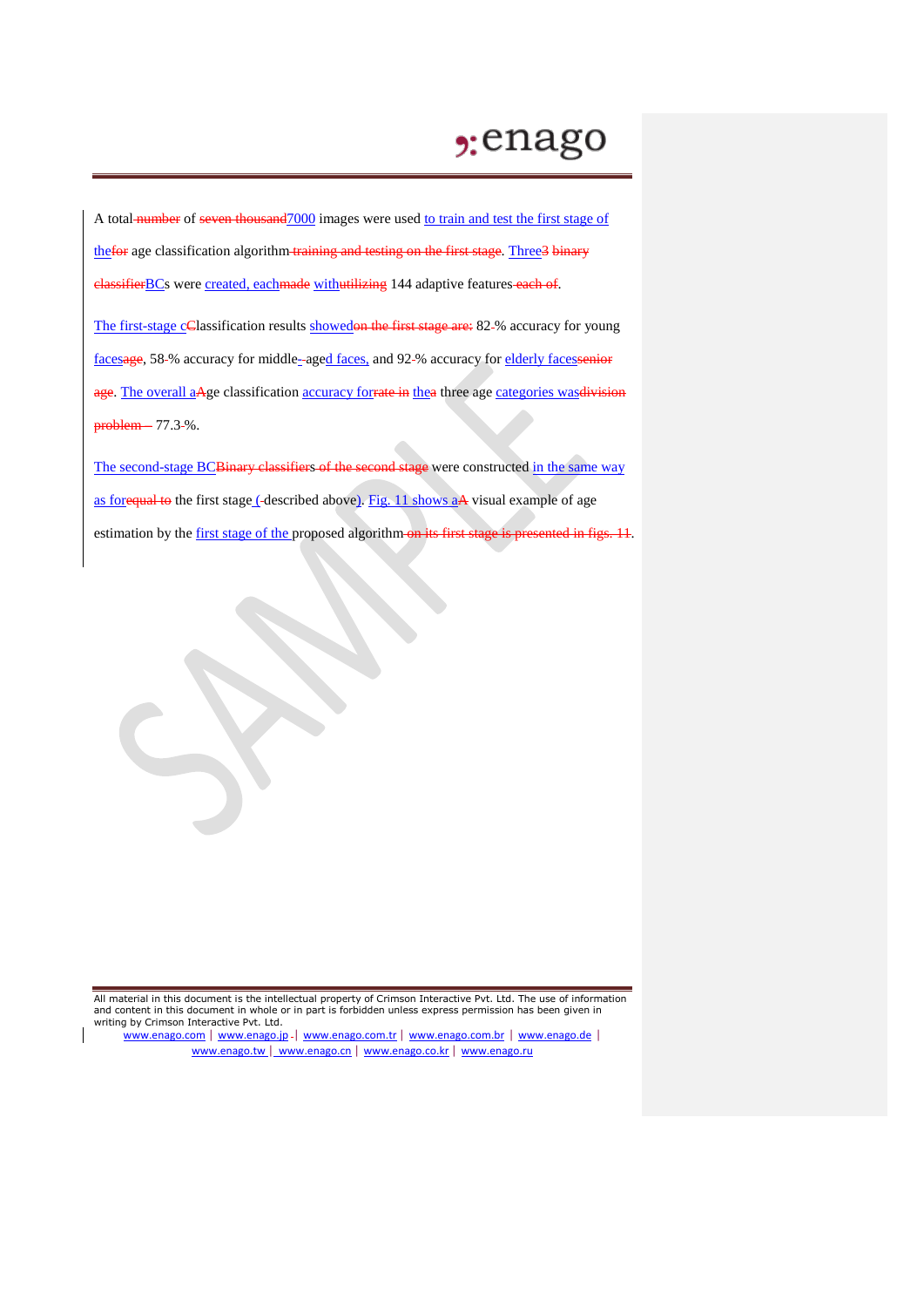A total ~~number~~ of ~~seven thousand~~7000 images were used to train and test the first stage of the~~for~~ age classification algorithm ~~training and testing on the first stage~~. Three~~3~~ ~~binary classifier~~BCs were created, each~~made~~ with~~utilizing~~ 144 adaptive features ~~each of~~.

The first-stage c~~C~~lassification results showed~~on the first stage are:~~ 82% accuracy for young faces~~age~~, 58% accuracy for middle-aged faces, and 92% accuracy for elderly faces~~senior age~~. The overall a~~A~~ge classification accuracy for~~rate in~~ the~~a~~ three age categories was~~division problem~~ ~~–~~ 77.3%.

The second-stage BC~~Binary classifiers~~ ~~of the second stage~~ were constructed in the same way as for~~equal to~~ the first stage (described above). Fig. 11 shows a~~A~~ visual example of age estimation by the first stage of the proposed algorithm ~~on its first stage is presented in figs. 11~~.